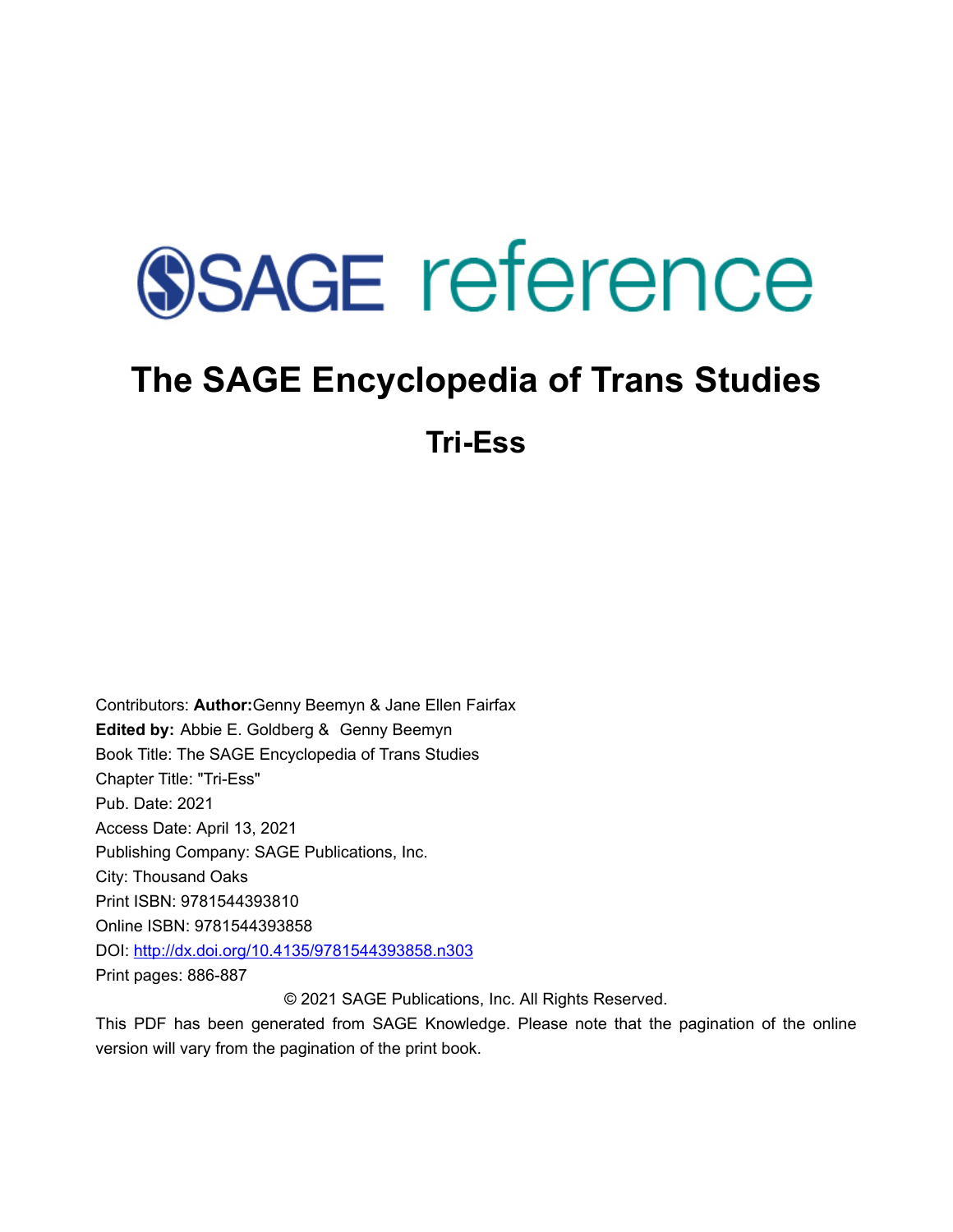SAGE reference

# The SAGE Encyclopedia of Trans Studies

## Tri-Ess

Contributors: **Author:**Genny Beemyn & Jane Ellen Fairfax
**Edited by:** Abbie E. Goldberg & Genny Beemyn
Book Title: The SAGE Encyclopedia of Trans Studies
Chapter Title: "Tri-Ess"
Pub. Date: 2021
Access Date: April 13, 2021
Publishing Company: SAGE Publications, Inc.
City: Thousand Oaks
Print ISBN: 9781544393810
Online ISBN: 9781544393858
DOI: http://dx.doi.org/10.4135/9781544393858.n303
Print pages: 886-887

© 2021 SAGE Publications, Inc. All Rights Reserved.

This PDF has been generated from SAGE Knowledge. Please note that the pagination of the online version will vary from the pagination of the print book.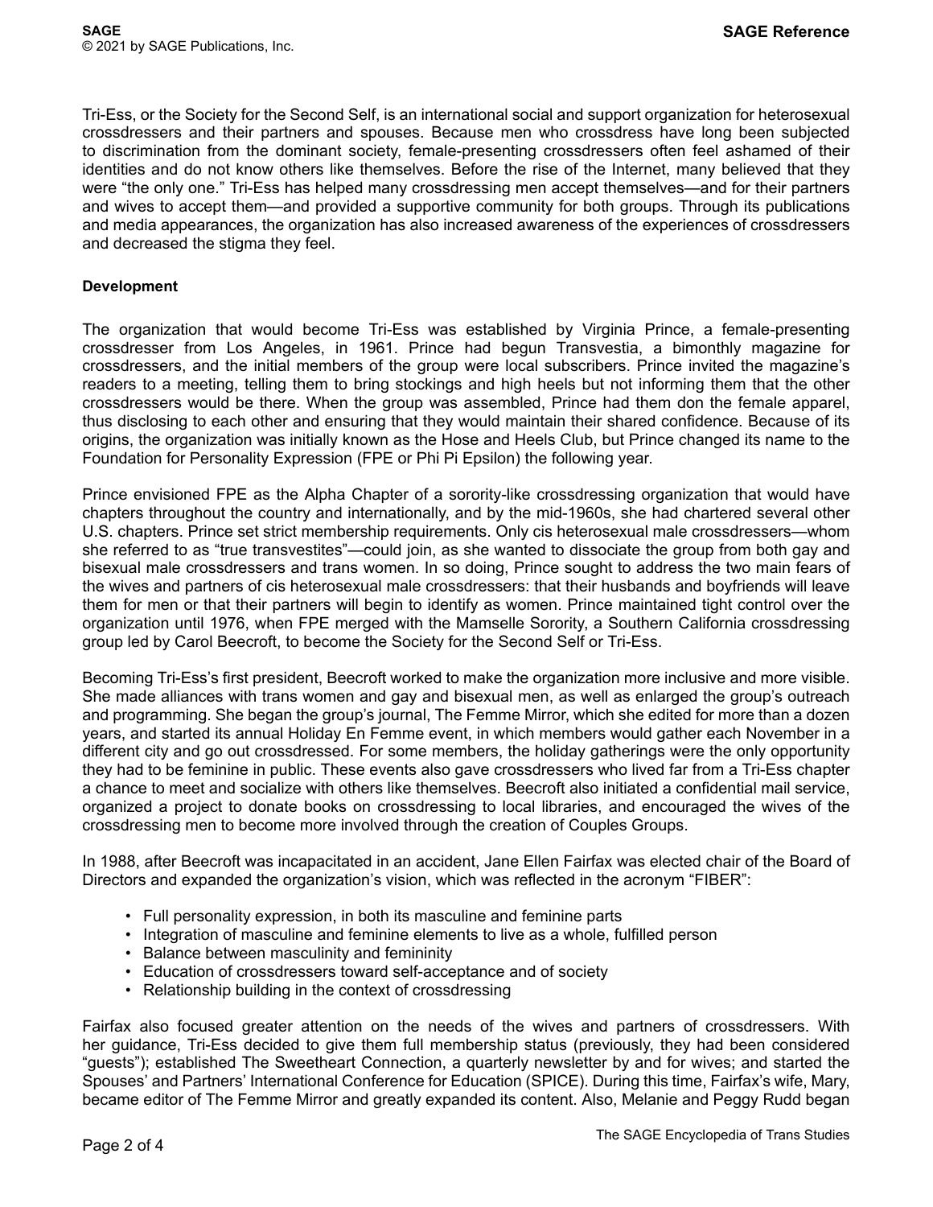Tri-Ess, or the Society for the Second Self, is an international social and support organization for heterosexual crossdressers and their partners and spouses. Because men who crossdress have long been subjected to discrimination from the dominant society, female-presenting crossdressers often feel ashamed of their identities and do not know others like themselves. Before the rise of the Internet, many believed that they were "the only one." Tri-Ess has helped many crossdressing men accept themselves—and for their partners and wives to accept them—and provided a supportive community for both groups. Through its publications and media appearances, the organization has also increased awareness of the experiences of crossdressers and decreased the stigma they feel.

**Development**

The organization that would become Tri-Ess was established by Virginia Prince, a female-presenting crossdresser from Los Angeles, in 1961. Prince had begun Transvestia, a bimonthly magazine for crossdressers, and the initial members of the group were local subscribers. Prince invited the magazine's readers to a meeting, telling them to bring stockings and high heels but not informing them that the other crossdressers would be there. When the group was assembled, Prince had them don the female apparel, thus disclosing to each other and ensuring that they would maintain their shared confidence. Because of its origins, the organization was initially known as the Hose and Heels Club, but Prince changed its name to the Foundation for Personality Expression (FPE or Phi Pi Epsilon) the following year.

Prince envisioned FPE as the Alpha Chapter of a sorority-like crossdressing organization that would have chapters throughout the country and internationally, and by the mid-1960s, she had chartered several other U.S. chapters. Prince set strict membership requirements. Only cis heterosexual male crossdressers—whom she referred to as "true transvestites"—could join, as she wanted to dissociate the group from both gay and bisexual male crossdressers and trans women. In so doing, Prince sought to address the two main fears of the wives and partners of cis heterosexual male crossdressers: that their husbands and boyfriends will leave them for men or that their partners will begin to identify as women. Prince maintained tight control over the organization until 1976, when FPE merged with the Mamselle Sorority, a Southern California crossdressing group led by Carol Beecroft, to become the Society for the Second Self or Tri-Ess.

Becoming Tri-Ess's first president, Beecroft worked to make the organization more inclusive and more visible. She made alliances with trans women and gay and bisexual men, as well as enlarged the group's outreach and programming. She began the group's journal, The Femme Mirror, which she edited for more than a dozen years, and started its annual Holiday En Femme event, in which members would gather each November in a different city and go out crossdressed. For some members, the holiday gatherings were the only opportunity they had to be feminine in public. These events also gave crossdressers who lived far from a Tri-Ess chapter a chance to meet and socialize with others like themselves. Beecroft also initiated a confidential mail service, organized a project to donate books on crossdressing to local libraries, and encouraged the wives of the crossdressing men to become more involved through the creation of Couples Groups.

In 1988, after Beecroft was incapacitated in an accident, Jane Ellen Fairfax was elected chair of the Board of Directors and expanded the organization's vision, which was reflected in the acronym "FIBER":

- Full personality expression, in both its masculine and feminine parts
- Integration of masculine and feminine elements to live as a whole, fulfilled person
- Balance between masculinity and femininity
- Education of crossdressers toward self-acceptance and of society
- Relationship building in the context of crossdressing

Fairfax also focused greater attention on the needs of the wives and partners of crossdressers. With her guidance, Tri-Ess decided to give them full membership status (previously, they had been considered "guests"); established The Sweetheart Connection, a quarterly newsletter by and for wives; and started the Spouses' and Partners' International Conference for Education (SPICE). During this time, Fairfax's wife, Mary, became editor of The Femme Mirror and greatly expanded its content. Also, Melanie and Peggy Rudd began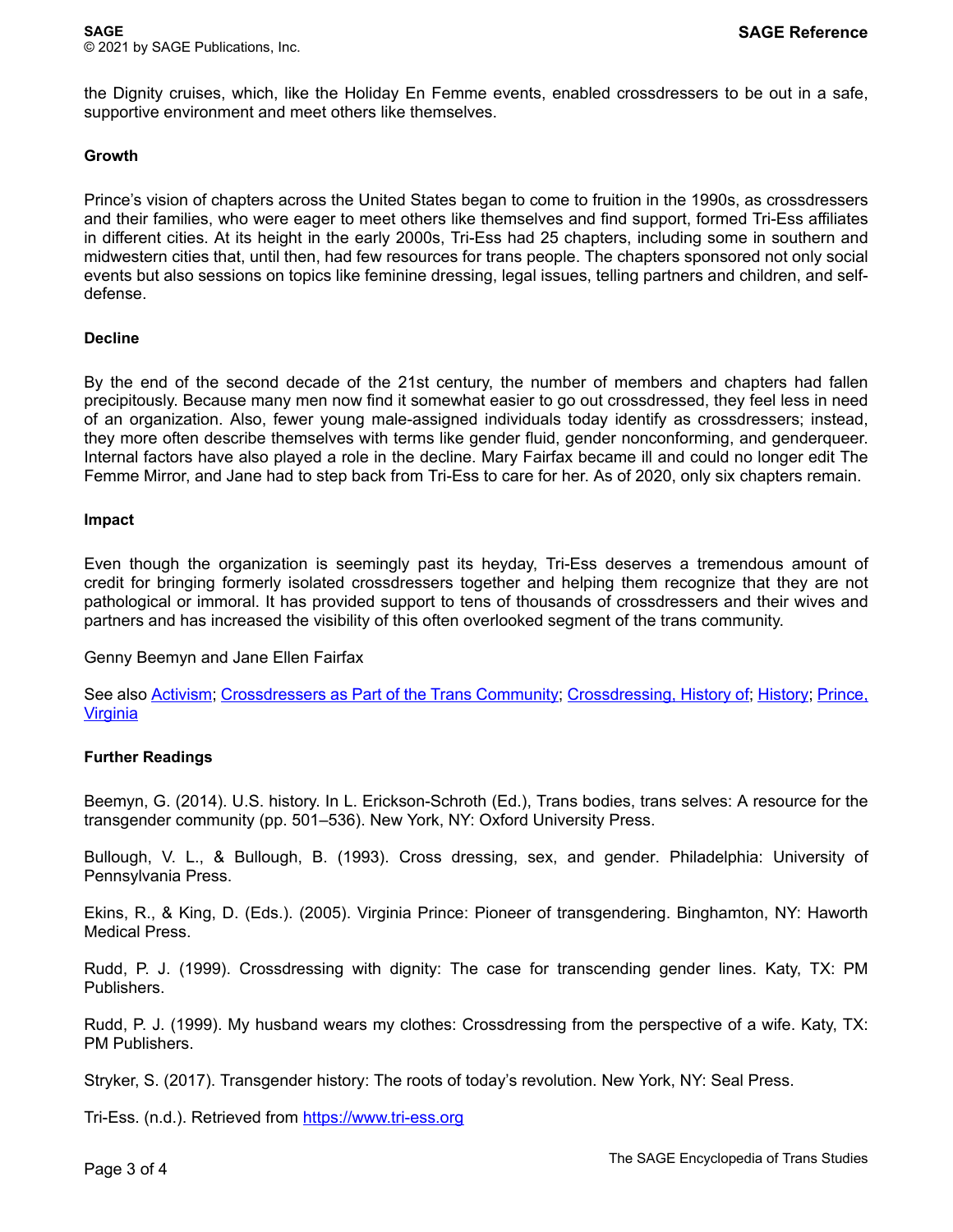the Dignity cruises, which, like the Holiday En Femme events, enabled crossdressers to be out in a safe, supportive environment and meet others like themselves.

### Growth

Prince's vision of chapters across the United States began to come to fruition in the 1990s, as crossdressers and their families, who were eager to meet others like themselves and find support, formed Tri-Ess affiliates in different cities. At its height in the early 2000s, Tri-Ess had 25 chapters, including some in southern and midwestern cities that, until then, had few resources for trans people. The chapters sponsored not only social events but also sessions on topics like feminine dressing, legal issues, telling partners and children, and self-defense.

### Decline

By the end of the second decade of the 21st century, the number of members and chapters had fallen precipitously. Because many men now find it somewhat easier to go out crossdressed, they feel less in need of an organization. Also, fewer young male-assigned individuals today identify as crossdressers; instead, they more often describe themselves with terms like gender fluid, gender nonconforming, and genderqueer. Internal factors have also played a role in the decline. Mary Fairfax became ill and could no longer edit The Femme Mirror, and Jane had to step back from Tri-Ess to care for her. As of 2020, only six chapters remain.

### Impact

Even though the organization is seemingly past its heyday, Tri-Ess deserves a tremendous amount of credit for bringing formerly isolated crossdressers together and helping them recognize that they are not pathological or immoral. It has provided support to tens of thousands of crossdressers and their wives and partners and has increased the visibility of this often overlooked segment of the trans community.

Genny Beemyn and Jane Ellen Fairfax

See also Activism; Crossdressers as Part of the Trans Community; Crossdressing, History of; History; Prince, Virginia

### Further Readings

Beemyn, G. (2014). U.S. history. In L. Erickson-Schroth (Ed.), Trans bodies, trans selves: A resource for the transgender community (pp. 501–536). New York, NY: Oxford University Press.

Bullough, V. L., & Bullough, B. (1993). Cross dressing, sex, and gender. Philadelphia: University of Pennsylvania Press.

Ekins, R., & King, D. (Eds.). (2005). Virginia Prince: Pioneer of transgendering. Binghamton, NY: Haworth Medical Press.

Rudd, P. J. (1999). Crossdressing with dignity: The case for transcending gender lines. Katy, TX: PM Publishers.

Rudd, P. J. (1999). My husband wears my clothes: Crossdressing from the perspective of a wife. Katy, TX: PM Publishers.

Stryker, S. (2017). Transgender history: The roots of today's revolution. New York, NY: Seal Press.

Tri-Ess. (n.d.). Retrieved from https://www.tri-ess.org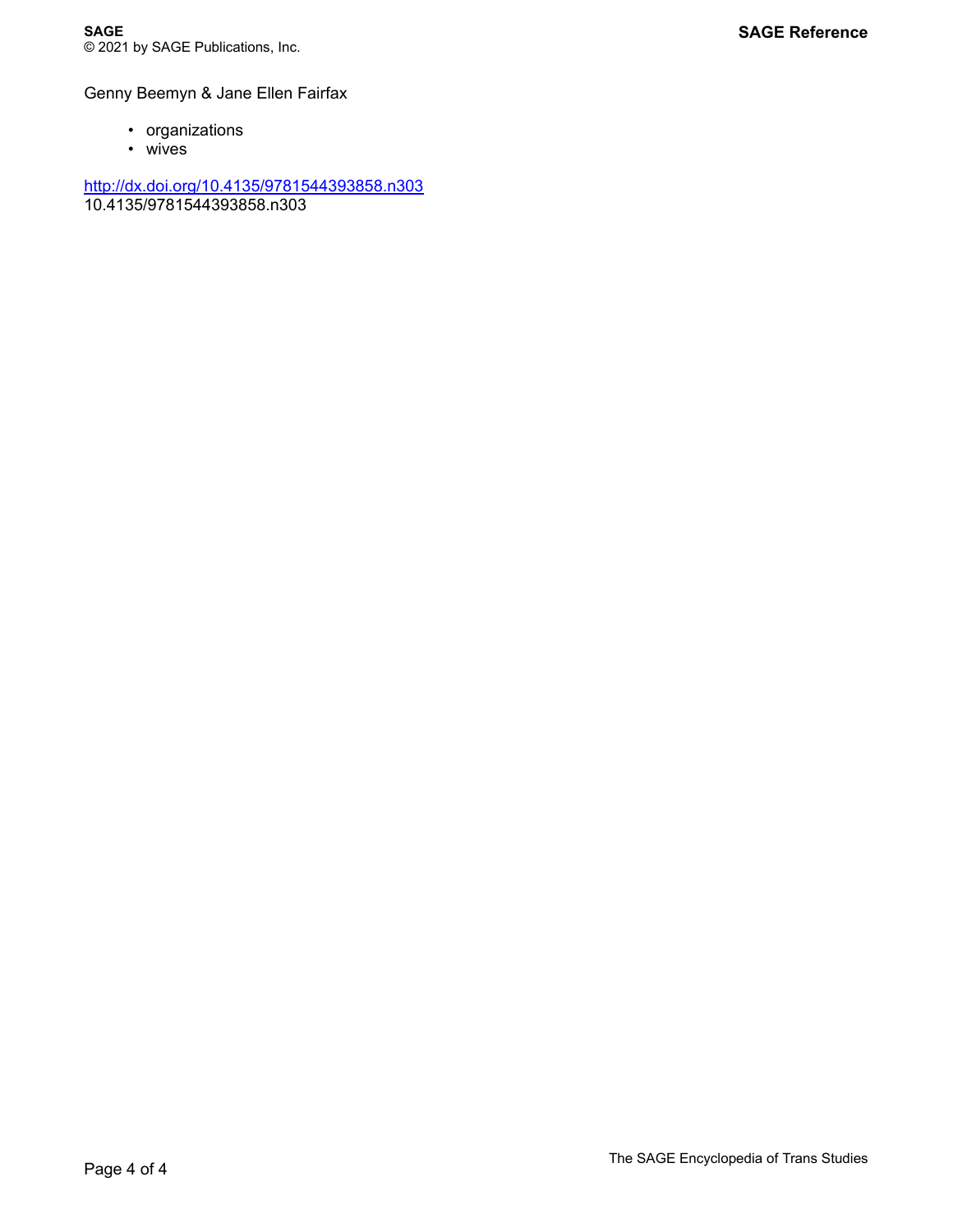Genny Beemyn & Jane Ellen Fairfax

- organizations
- wives

http://dx.doi.org/10.4135/9781544393858.n303
10.4135/9781544393858.n303